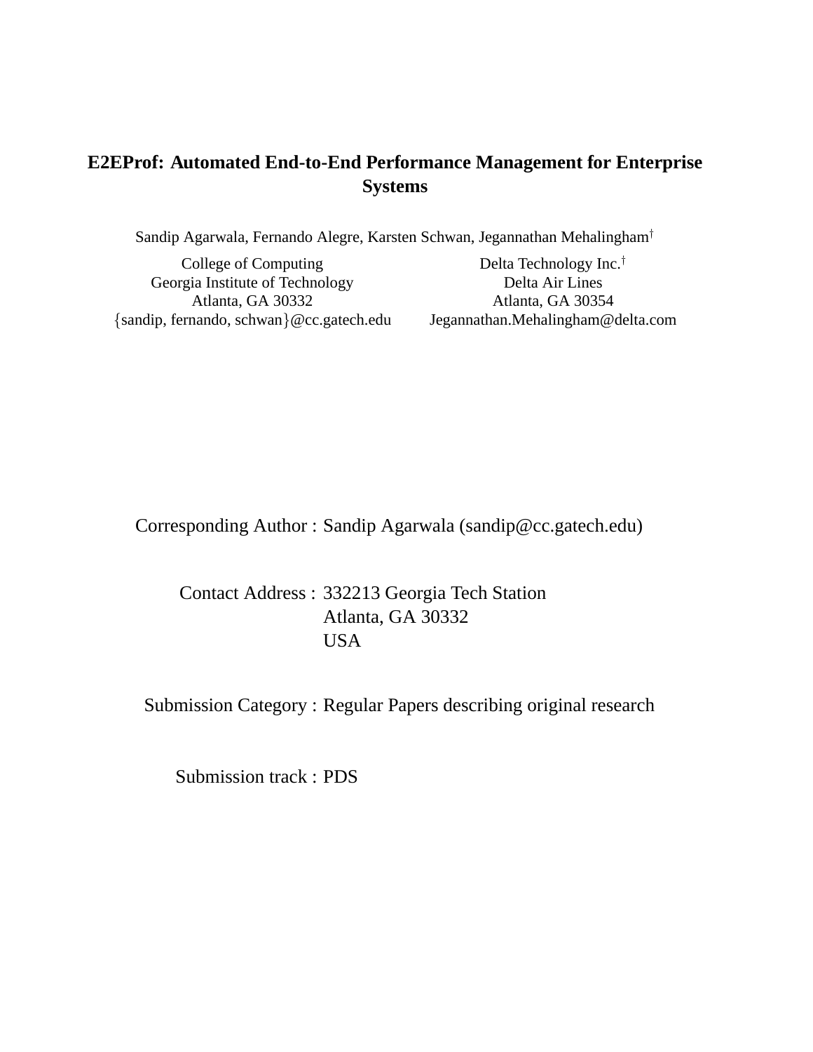# E2EProf: Automated End-to-End Performance Management for Enterprise Systems

Sandip Agarwala, Fernando Alegre, Karsten Schwan, Jegannathan Mehalingham[†]

College of Computing
Georgia Institute of Technology
Atlanta, GA 30332
{sandip, fernando, schwan}@cc.gatech.edu

Delta Technology Inc.[†]
Delta Air Lines
Atlanta, GA 30354
Jegannathan.Mehalingham@delta.com

Corresponding Author : Sandip Agarwala (sandip@cc.gatech.edu)

Contact Address : 332213 Georgia Tech Station
Atlanta, GA 30332
USA

Submission Category : Regular Papers describing original research

Submission track : PDS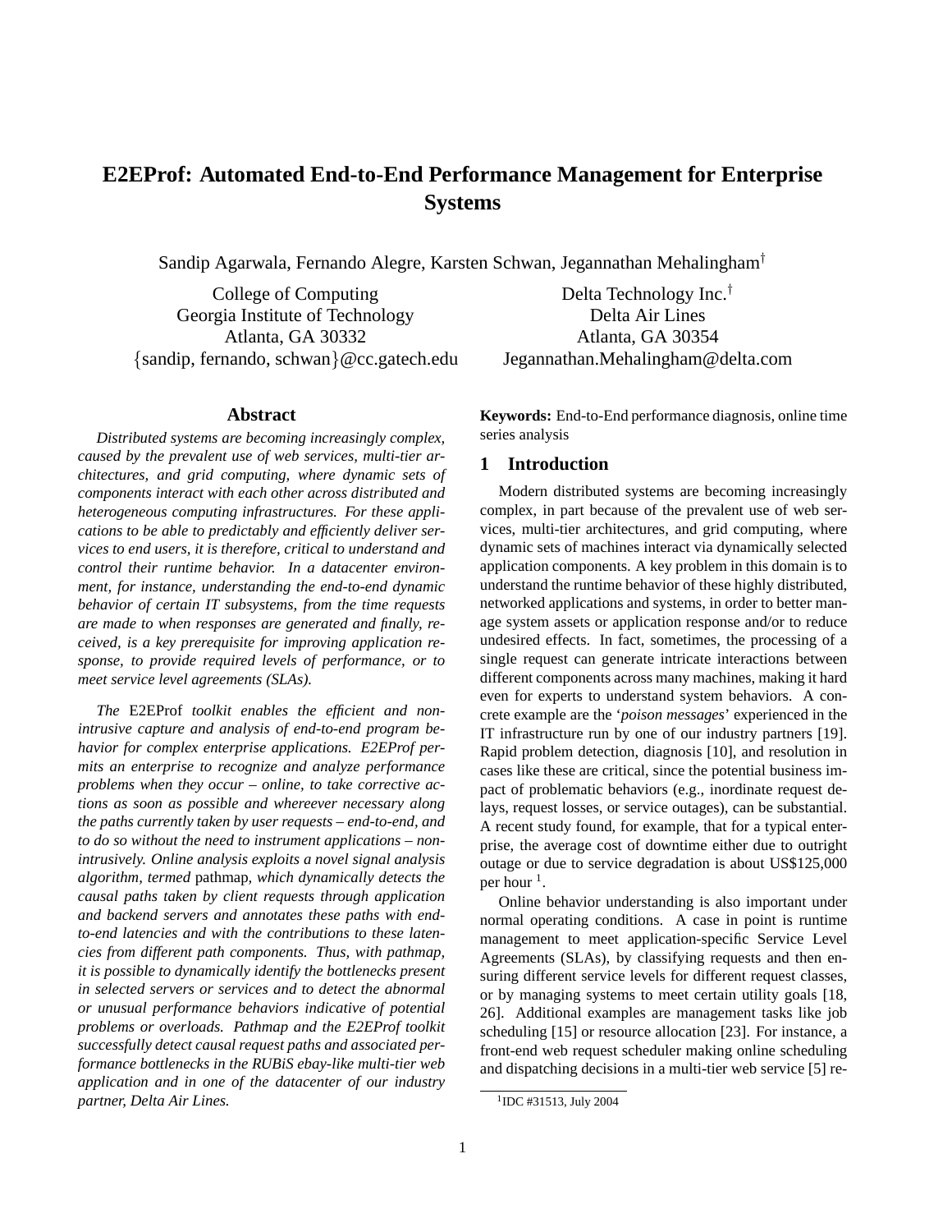# E2EProf: Automated End-to-End Performance Management for Enterprise Systems

Sandip Agarwala, Fernando Alegre, Karsten Schwan, Jegannathan Mehalingham[†]

College of Computing
Georgia Institute of Technology
Atlanta, GA 30332
{sandip, fernando, schwan}@cc.gatech.edu

Delta Technology Inc.[†]
Delta Air Lines
Atlanta, GA 30354
Jegannathan.Mehalingham@delta.com

## Abstract

*Distributed systems are becoming increasingly complex, caused by the prevalent use of web services, multi-tier architectures, and grid computing, where dynamic sets of components interact with each other across distributed and heterogeneous computing infrastructures. For these applications to be able to predictably and efficiently deliver services to end users, it is therefore, critical to understand and control their runtime behavior. In a datacenter environment, for instance, understanding the end-to-end dynamic behavior of certain IT subsystems, from the time requests are made to when responses are generated and finally, received, is a key prerequisite for improving application response, to provide required levels of performance, or to meet service level agreements (SLAs).*

*The* E2EProf *toolkit enables the efficient and non-intrusive capture and analysis of end-to-end program behavior for complex enterprise applications. E2EProf permits an enterprise to recognize and analyze performance problems when they occur – online, to take corrective actions as soon as possible and whereever necessary along the paths currently taken by user requests – end-to-end, and to do so without the need to instrument applications – non-intrusively. Online analysis exploits a novel signal analysis algorithm, termed* pathmap*, which dynamically detects the causal paths taken by client requests through application and backend servers and annotates these paths with end-to-end latencies and with the contributions to these latencies from different path components. Thus, with pathmap, it is possible to dynamically identify the bottlenecks present in selected servers or services and to detect the abnormal or unusual performance behaviors indicative of potential problems or overloads. Pathmap and the E2EProf toolkit successfully detect causal request paths and associated performance bottlenecks in the RUBiS ebay-like multi-tier web application and in one of the datacenter of our industry partner, Delta Air Lines.*

**Keywords:** End-to-End performance diagnosis, online time series analysis

## 1 Introduction

Modern distributed systems are becoming increasingly complex, in part because of the prevalent use of web services, multi-tier architectures, and grid computing, where dynamic sets of machines interact via dynamically selected application components. A key problem in this domain is to understand the runtime behavior of these highly distributed, networked applications and systems, in order to better manage system assets or application response and/or to reduce undesired effects. In fact, sometimes, the processing of a single request can generate intricate interactions between different components across many machines, making it hard even for experts to understand system behaviors. A concrete example are the '*poison messages*' experienced in the IT infrastructure run by one of our industry partners [19]. Rapid problem detection, diagnosis [10], and resolution in cases like these are critical, since the potential business impact of problematic behaviors (e.g., inordinate request delays, request losses, or service outages), can be substantial. A recent study found, for example, that for a typical enterprise, the average cost of downtime either due to outright outage or due to service degradation is about US$125,000 per hour [1].

Online behavior understanding is also important under normal operating conditions. A case in point is runtime management to meet application-specific Service Level Agreements (SLAs), by classifying requests and then ensuring different service levels for different request classes, or by managing systems to meet certain utility goals [18, 26]. Additional examples are management tasks like job scheduling [15] or resource allocation [23]. For instance, a front-end web request scheduler making online scheduling and dispatching decisions in a multi-tier web service [5] re-

[1] IDC #31513, July 2004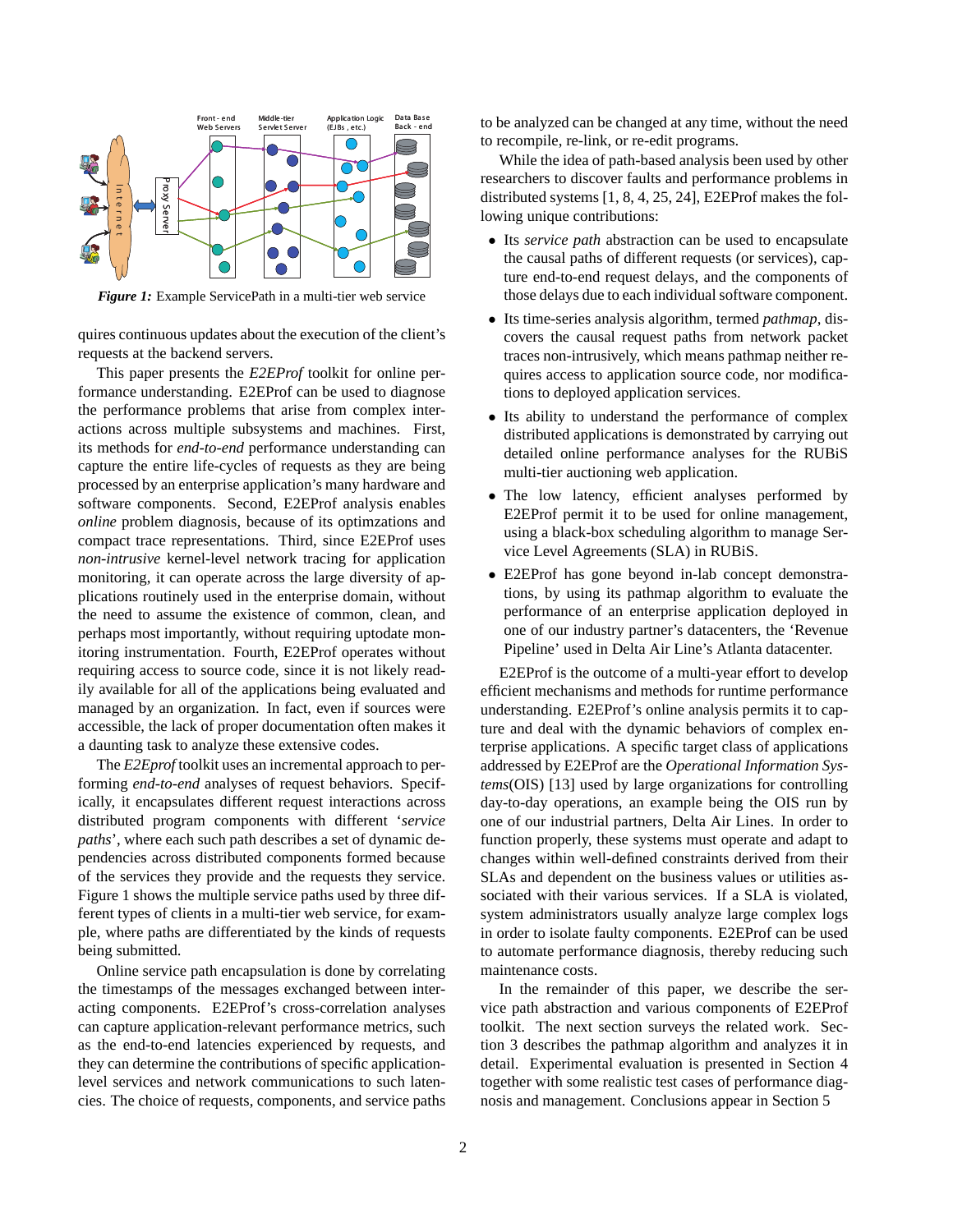*Figure 1:* Example ServicePath in a multi-tier web service

quires continuous updates about the execution of the client's requests at the backend servers.

This paper presents the *E2EProf* toolkit for online performance understanding. E2EProf can be used to diagnose the performance problems that arise from complex interactions across multiple subsystems and machines. First, its methods for *end-to-end* performance understanding can capture the entire life-cycles of requests as they are being processed by an enterprise application's many hardware and software components. Second, E2EProf analysis enables *online* problem diagnosis, because of its optimzations and compact trace representations. Third, since E2EProf uses *non-intrusive* kernel-level network tracing for application monitoring, it can operate across the large diversity of applications routinely used in the enterprise domain, without the need to assume the existence of common, clean, and perhaps most importantly, without requiring uptodate monitoring instrumentation. Fourth, E2EProf operates without requiring access to source code, since it is not likely readily available for all of the applications being evaluated and managed by an organization. In fact, even if sources were accessible, the lack of proper documentation often makes it a daunting task to analyze these extensive codes.

The *E2Eprof* toolkit uses an incremental approach to performing *end-to-end* analyses of request behaviors. Specifically, it encapsulates different request interactions across distributed program components with different '*service paths*', where each such path describes a set of dynamic dependencies across distributed components formed because of the services they provide and the requests they service. Figure 1 shows the multiple service paths used by three different types of clients in a multi-tier web service, for example, where paths are differentiated by the kinds of requests being submitted.

Online service path encapsulation is done by correlating the timestamps of the messages exchanged between interacting components. E2EProf's cross-correlation analyses can capture application-relevant performance metrics, such as the end-to-end latencies experienced by requests, and they can determine the contributions of specific application-level services and network communications to such latencies. The choice of requests, components, and service paths to be analyzed can be changed at any time, without the need to recompile, re-link, or re-edit programs.

While the idea of path-based analysis been used by other researchers to discover faults and performance problems in distributed systems [1, 8, 4, 25, 24], E2EProf makes the following unique contributions:

- Its *service path* abstraction can be used to encapsulate the causal paths of different requests (or services), capture end-to-end request delays, and the components of those delays due to each individual software component.
- Its time-series analysis algorithm, termed *pathmap*, discovers the causal request paths from network packet traces non-intrusively, which means pathmap neither requires access to application source code, nor modifications to deployed application services.
- Its ability to understand the performance of complex distributed applications is demonstrated by carrying out detailed online performance analyses for the RUBiS multi-tier auctioning web application.
- The low latency, efficient analyses performed by E2EProf permit it to be used for online management, using a black-box scheduling algorithm to manage Service Level Agreements (SLA) in RUBiS.
- E2EProf has gone beyond in-lab concept demonstrations, by using its pathmap algorithm to evaluate the performance of an enterprise application deployed in one of our industry partner's datacenters, the 'Revenue Pipeline' used in Delta Air Line's Atlanta datacenter.

E2EProf is the outcome of a multi-year effort to develop efficient mechanisms and methods for runtime performance understanding. E2EProf's online analysis permits it to capture and deal with the dynamic behaviors of complex enterprise applications. A specific target class of applications addressed by E2EProf are the *Operational Information Systems*(OIS) [13] used by large organizations for controlling day-to-day operations, an example being the OIS run by one of our industrial partners, Delta Air Lines. In order to function properly, these systems must operate and adapt to changes within well-defined constraints derived from their SLAs and dependent on the business values or utilities associated with their various services. If a SLA is violated, system administrators usually analyze large complex logs in order to isolate faulty components. E2EProf can be used to automate performance diagnosis, thereby reducing such maintenance costs.

In the remainder of this paper, we describe the service path abstraction and various components of E2EProf toolkit. The next section surveys the related work. Section 3 describes the pathmap algorithm and analyzes it in detail. Experimental evaluation is presented in Section 4 together with some realistic test cases of performance diagnosis and management. Conclusions appear in Section 5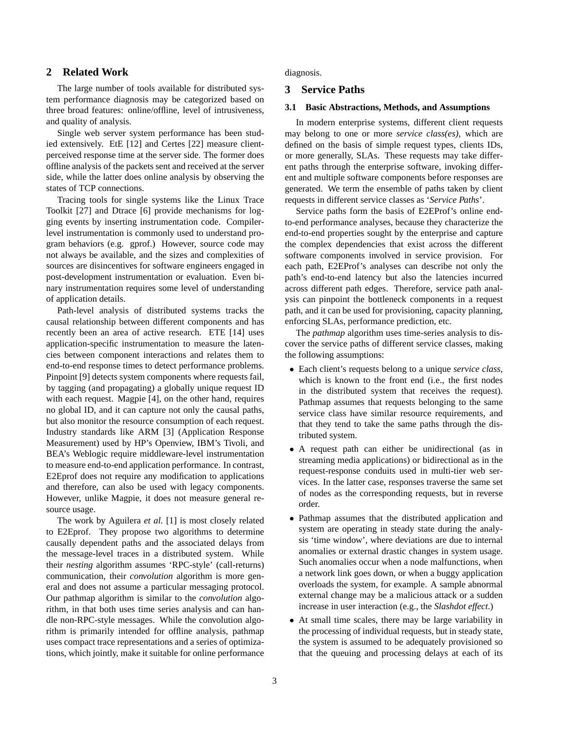## 2 Related Work

The large number of tools available for distributed system performance diagnosis may be categorized based on three broad features: online/offline, level of intrusiveness, and quality of analysis.

Single web server system performance has been studied extensively. EtE [12] and Certes [22] measure client-perceived response time at the server side. The former does offline analysis of the packets sent and received at the server side, while the latter does online analysis by observing the states of TCP connections.

Tracing tools for single systems like the Linux Trace Toolkit [27] and Dtrace [6] provide mechanisms for logging events by inserting instrumentation code. Compiler-level instrumentation is commonly used to understand program behaviors (e.g. gprof.) However, source code may not always be available, and the sizes and complexities of sources are disincentives for software engineers engaged in post-development instrumentation or evaluation. Even binary instrumentation requires some level of understanding of application details.

Path-level analysis of distributed systems tracks the causal relationship between different components and has recently been an area of active research. ETE [14] uses application-specific instrumentation to measure the latencies between component interactions and relates them to end-to-end response times to detect performance problems. Pinpoint [9] detects system components where requests fail, by tagging (and propagating) a globally unique request ID with each request. Magpie [4], on the other hand, requires no global ID, and it can capture not only the causal paths, but also monitor the resource consumption of each request. Industry standards like ARM [3] (Application Response Measurement) used by HP's Openview, IBM's Tivoli, and BEA's Weblogic require middleware-level instrumentation to measure end-to-end application performance. In contrast, E2Eprof does not require any modification to applications and therefore, can also be used with legacy components. However, unlike Magpie, it does not measure general resource usage.

The work by Aguilera *et al.* [1] is most closely related to E2Eprof. They propose two algorithms to determine causally dependent paths and the associated delays from the message-level traces in a distributed system. While their *nesting* algorithm assumes 'RPC-style' (call-returns) communication, their *convolution* algorithm is more general and does not assume a particular messaging protocol. Our pathmap algorithm is similar to the *convolution* algorithm, in that both uses time series analysis and can handle non-RPC-style messages. While the convolution algorithm is primarily intended for offline analysis, pathmap uses compact trace representations and a series of optimizations, which jointly, make it suitable for online performance diagnosis.

## 3 Service Paths

### 3.1 Basic Abstractions, Methods, and Assumptions

In modern enterprise systems, different client requests may belong to one or more *service class(es)*, which are defined on the basis of simple request types, clients IDs, or more generally, SLAs. These requests may take different paths through the enterprise software, invoking different and multiple software components before responses are generated. We term the ensemble of paths taken by client requests in different service classes as '*Service Paths*'.

Service paths form the basis of E2EProf's online end-to-end performance analyses, because they characterize the end-to-end properties sought by the enterprise and capture the complex dependencies that exist across the different software components involved in service provision. For each path, E2EProf's analyses can describe not only the path's end-to-end latency but also the latencies incurred across different path edges. Therefore, service path analysis can pinpoint the bottleneck components in a request path, and it can be used for provisioning, capacity planning, enforcing SLAs, performance prediction, etc.

The *pathmap* algorithm uses time-series analysis to discover the service paths of different service classes, making the following assumptions:

- Each client's requests belong to a unique *service class*, which is known to the front end (i.e., the first nodes in the distributed system that receives the request). Pathmap assumes that requests belonging to the same service class have similar resource requirements, and that they tend to take the same paths through the distributed system.
- A request path can either be unidirectional (as in streaming media applications) or bidirectional as in the request-response conduits used in multi-tier web services. In the latter case, responses traverse the same set of nodes as the corresponding requests, but in reverse order.
- Pathmap assumes that the distributed application and system are operating in steady state during the analysis 'time window', where deviations are due to internal anomalies or external drastic changes in system usage. Such anomalies occur when a node malfunctions, when a network link goes down, or when a buggy application overloads the system, for example. A sample abnormal external change may be a malicious attack or a sudden increase in user interaction (e.g., the *Slashdot effect*.)
- At small time scales, there may be large variability in the processing of individual requests, but in steady state, the system is assumed to be adequately provisioned so that the queuing and processing delays at each of its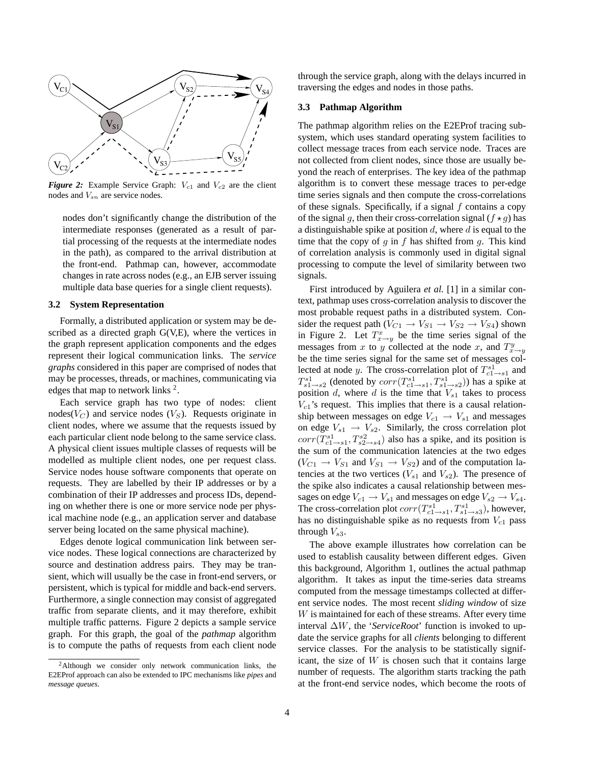*Figure 2:* Example Service Graph: $V_{c1}$ and $V_{c2}$ are the client nodes and $V_{sn}$ are service nodes.

nodes don't significantly change the distribution of the intermediate responses (generated as a result of partial processing of the requests at the intermediate nodes in the path), as compared to the arrival distribution at the front-end. Pathmap can, however, accommodate changes in rate across nodes (e.g., an EJB server issuing multiple data base queries for a single client requests).

### 3.2 System Representation

Formally, a distributed application or system may be described as a directed graph G(V,E), where the vertices in the graph represent application components and the edges represent their logical communication links. The *service graphs* considered in this paper are comprised of nodes that may be processes, threads, or machines, communicating via edges that map to network links [2].

Each service graph has two type of nodes: client nodes($V_C$) and service nodes ($V_S$). Requests originate in client nodes, where we assume that the requests issued by each particular client node belong to the same service class. A physical client issues multiple classes of requests will be modelled as multiple client nodes, one per request class. Service nodes house software components that operate on requests. They are labelled by their IP addresses or by a combination of their IP addresses and process IDs, depending on whether there is one or more service node per physical machine node (e.g., an application server and database server being located on the same physical machine).

Edges denote logical communication link between service nodes. These logical connections are characterized by source and destination address pairs. They may be transient, which will usually be the case in front-end servers, or persistent, which is typical for middle and back-end servers. Furthermore, a single connection may consist of aggregated traffic from separate clients, and it may therefore, exhibit multiple traffic patterns. Figure 2 depicts a sample service graph. For this graph, the goal of the *pathmap* algorithm is to compute the paths of requests from each client node through the service graph, along with the delays incurred in traversing the edges and nodes in those paths.

### 3.3 Pathmap Algorithm

The pathmap algorithm relies on the E2EProf tracing subsystem, which uses standard operating system facilities to collect message traces from each service node. Traces are not collected from client nodes, since those are usually beyond the reach of enterprises. The key idea of the pathmap algorithm is to convert these message traces to per-edge time series signals and then compute the cross-correlations of these signals. Specifically, if a signal $f$ contains a copy of the signal $g$, then their cross-correlation signal ($f \star g$) has a distinguishable spike at position $d$, where $d$ is equal to the time that the copy of $g$ in $f$ has shifted from $g$. This kind of correlation analysis is commonly used in digital signal processing to compute the level of similarity between two signals.

First introduced by Aguilera *et al.* [1] in a similar context, pathmap uses cross-correlation analysis to discover the most probable request paths in a distributed system. Consider the request path ($V_{C1} \rightarrow V_{S1} \rightarrow V_{S2} \rightarrow V_{S4}$) shown in Figure 2. Let $T^{x}_{x\rightarrow y}$ be the time series signal of the messages from $x$ to $y$ collected at the node $x$, and $T^{y}_{x\rightarrow y}$ be the time series signal for the same set of messages collected at node $y$. The cross-correlation plot of $T^{s1}_{c1\rightarrow s1}$ and $T^{s1}_{s1\rightarrow s2}$ (denoted by $corr(T^{s1}_{c1\rightarrow s1}, T^{s1}_{s1\rightarrow s2})$) has a spike at position $d$, where $d$ is the time that $V_{s1}$ takes to process $V_{c1}$'s request. This implies that there is a causal relationship between messages on edge $V_{c1} \rightarrow V_{s1}$ and messages on edge $V_{s1} \rightarrow V_{s2}$. Similarly, the cross correlation plot $corr(T^{s1}_{c1\rightarrow s1}, T^{s2}_{s2\rightarrow s4})$ also has a spike, and its position is the sum of the communication latencies at the two edges ($V_{C1} \rightarrow V_{S1}$ and $V_{S1} \rightarrow V_{S2}$) and of the computation latencies at the two vertices ($V_{s1}$ and $V_{s2}$). The presence of the spike also indicates a causal relationship between messages on edge $V_{c1} \rightarrow V_{s1}$ and messages on edge $V_{s2} \rightarrow V_{s4}$. The cross-correlation plot $corr(T^{s1}_{c1\rightarrow s1}, T^{s1}_{s1\rightarrow s3})$, however, has no distinguishable spike as no requests from $V_{c1}$ pass through $V_{s3}$.

The above example illustrates how correlation can be used to establish causality between different edges. Given this background, Algorithm 1, outlines the actual pathmap algorithm. It takes as input the time-series data streams computed from the message timestamps collected at different service nodes. The most recent *sliding window* of size $W$ is maintained for each of these streams. After every time interval $\Delta W$, the '*ServiceRoot*' function is invoked to update the service graphs for all *clients* belonging to different service classes. For the analysis to be statistically significant, the size of $W$ is chosen such that it contains large number of requests. The algorithm starts tracking the path at the front-end service nodes, which become the roots of

[2] Although we consider only network communication links, the E2EProf approach can also be extended to IPC mechanisms like *pipes* and *message queues*.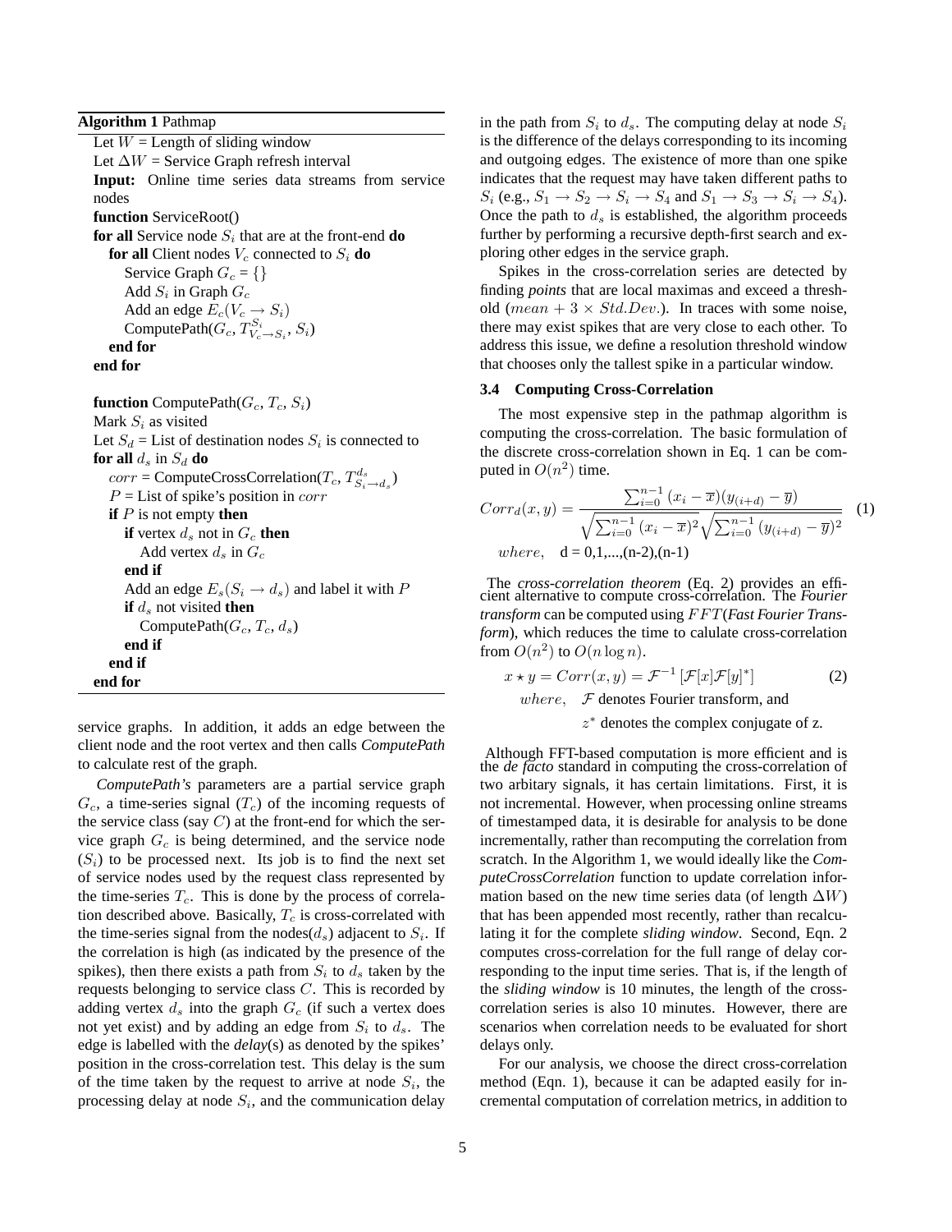**Algorithm 1** Pathmap

```
Let W = Length of sliding window
Let ΔW = Service Graph refresh interval
Input: Online time series data streams from service nodes
function ServiceRoot()
for all Service node S_i that are at the front-end do
    for all Client nodes V_c connected to S_i do
        Service Graph G_c = {}
        Add S_i in Graph G_c
        Add an edge E_c(V_c → S_i)
        ComputePath(G_c, T^{S_i}_{V_c→S_i}, S_i)
    end for
end for

function ComputePath(G_c, T_c, S_i)
Mark S_i as visited
Let S_d = List of destination nodes S_i is connected to
for all d_s in S_d do
    corr = ComputeCrossCorrelation(T_c, T^{d_s}_{S_i→d_s})
    P = List of spike's position in corr
    if P is not empty then
        if vertex d_s not in G_c then
            Add vertex d_s in G_c
        end if
        Add an edge E_s(S_i → d_s) and label it with P
        if d_s not visited then
            ComputePath(G_c, T_c, d_s)
        end if
    end if
end for
```

service graphs. In addition, it adds an edge between the client node and the root vertex and then calls *ComputePath* to calculate rest of the graph.

*ComputePath's* parameters are a partial service graph $G_c$, a time-series signal ($T_c$) of the incoming requests of the service class (say $C$) at the front-end for which the service graph $G_c$ is being determined, and the service node ($S_i$) to be processed next. Its job is to find the next set of service nodes used by the request class represented by the time-series $T_c$. This is done by the process of correlation described above. Basically, $T_c$ is cross-correlated with the time-series signal from the nodes($d_s$) adjacent to $S_i$. If the correlation is high (as indicated by the presence of the spikes), then there exists a path from $S_i$ to $d_s$ taken by the requests belonging to service class $C$. This is recorded by adding vertex $d_s$ into the graph $G_c$ (if such a vertex does not yet exist) and by adding an edge from $S_i$ to $d_s$. The edge is labelled with the *delay*(s) as denoted by the spikes' position in the cross-correlation test. This delay is the sum of the time taken by the request to arrive at node $S_i$, the processing delay at node $S_i$, and the communication delay in the path from $S_i$ to $d_s$. The computing delay at node $S_i$ is the difference of the delays corresponding to its incoming and outgoing edges. The existence of more than one spike indicates that the request may have taken different paths to $S_i$ (e.g., $S_1 \rightarrow S_2 \rightarrow S_i \rightarrow S_4$ and $S_1 \rightarrow S_3 \rightarrow S_i \rightarrow S_4$). Once the path to $d_s$ is established, the algorithm proceeds further by performing a recursive depth-first search and exploring other edges in the service graph.

Spikes in the cross-correlation series are detected by finding *points* that are local maximas and exceed a threshold ($mean + 3 \times Std.Dev.$). In traces with some noise, there may exist spikes that are very close to each other. To address this issue, we define a resolution threshold window that chooses only the tallest spike in a particular window.

### 3.4 Computing Cross-Correlation

The most expensive step in the pathmap algorithm is computing the cross-correlation. The basic formulation of the discrete cross-correlation shown in Eq. 1 can be computed in $O(n^2)$ time.

$$Corr_d(x,y) = \frac{\sum_{i=0}^{n-1}(x_i - \overline{x})(y_{(i+d)} - \overline{y})}{\sqrt{\sum_{i=0}^{n-1}(x_i - \overline{x})^2}\sqrt{\sum_{i=0}^{n-1}(y_{(i+d)} - \overline{y})^2}} \quad (1)$$

$$where, \quad d = 0,1,...,(n\text{-}2),(n\text{-}1)$$

The *cross-correlation theorem* (Eq. 2) provides an efficient alternative to compute cross-correlation. The *Fourier transform* can be computed using $FFT$(*Fast Fourier Transform*), which reduces the time to calulate cross-correlation from $O(n^2)$ to $O(n \log n)$.

$$x \star y = Corr(x,y) = \mathcal{F}^{-1}\left[\mathcal{F}[x]\mathcal{F}[y]^*\right] \quad (2)$$

$where,$ $\mathcal{F}$ denotes Fourier transform, and $z^*$ denotes the complex conjugate of z.

Although FFT-based computation is more efficient and is the *de facto* standard in computing the cross-correlation of two arbitary signals, it has certain limitations. First, it is not incremental. However, when processing online streams of timestamped data, it is desirable for analysis to be done incrementally, rather than recomputing the correlation from scratch. In the Algorithm 1, we would ideally like the *ComputeCrossCorrelation* function to update correlation information based on the new time series data (of length $\Delta W$) that has been appended most recently, rather than recalculating it for the complete *sliding window*. Second, Eqn. 2 computes cross-correlation for the full range of delay corresponding to the input time series. That is, if the length of the *sliding window* is 10 minutes, the length of the cross-correlation series is also 10 minutes. However, there are scenarios when correlation needs to be evaluated for short delays only.

For our analysis, we choose the direct cross-correlation method (Eqn. 1), because it can be adapted easily for incremental computation of correlation metrics, in addition to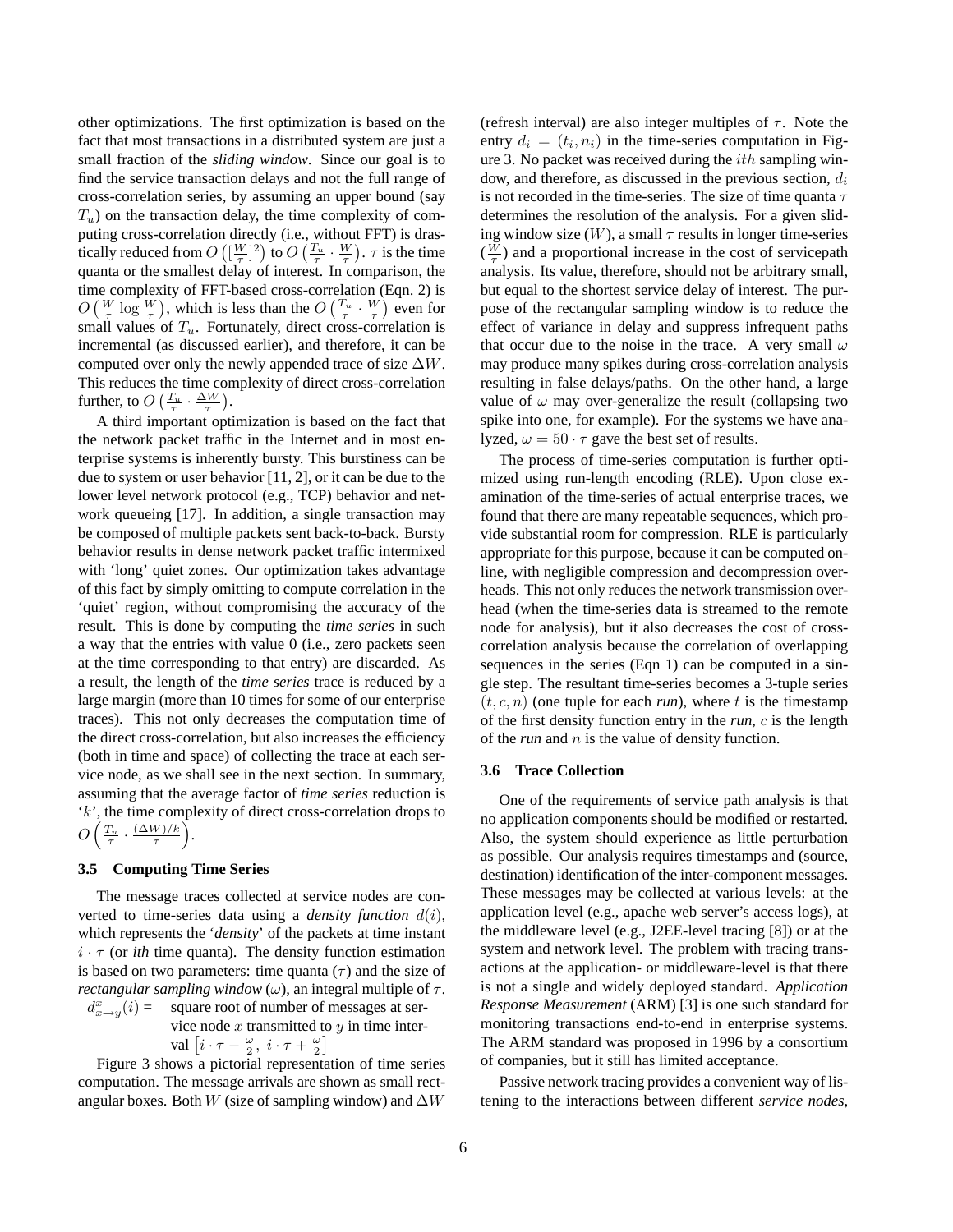other optimizations. The first optimization is based on the fact that most transactions in a distributed system are just a small fraction of the *sliding window*. Since our goal is to find the service transaction delays and not the full range of cross-correlation series, by assuming an upper bound (say $T_u$) on the transaction delay, the time complexity of computing cross-correlation directly (i.e., without FFT) is drastically reduced from $O\left([\frac{W}{\tau}]^2\right)$ to $O\left(\frac{T_u}{\tau} \cdot \frac{W}{\tau}\right)$. $\tau$ is the time quanta or the smallest delay of interest. In comparison, the time complexity of FFT-based cross-correlation (Eqn. 2) is $O\left(\frac{W}{\tau} \log \frac{W}{\tau}\right)$, which is less than the $O\left(\frac{T_u}{\tau} \cdot \frac{W}{\tau}\right)$ even for small values of $T_u$. Fortunately, direct cross-correlation is incremental (as discussed earlier), and therefore, it can be computed over only the newly appended trace of size $\Delta W$. This reduces the time complexity of direct cross-correlation further, to $O\left(\frac{T_u}{\tau} \cdot \frac{\Delta W}{\tau}\right)$.

A third important optimization is based on the fact that the network packet traffic in the Internet and in most enterprise systems is inherently bursty. This burstiness can be due to system or user behavior [11, 2], or it can be due to the lower level network protocol (e.g., TCP) behavior and network queueing [17]. In addition, a single transaction may be composed of multiple packets sent back-to-back. Bursty behavior results in dense network packet traffic intermixed with 'long' quiet zones. Our optimization takes advantage of this fact by simply omitting to compute correlation in the 'quiet' region, without compromising the accuracy of the result. This is done by computing the *time series* in such a way that the entries with value 0 (i.e., zero packets seen at the time corresponding to that entry) are discarded. As a result, the length of the *time series* trace is reduced by a large margin (more than 10 times for some of our enterprise traces). This not only decreases the computation time of the direct cross-correlation, but also increases the efficiency (both in time and space) of collecting the trace at each service node, as we shall see in the next section. In summary, assuming that the average factor of *time series* reduction is '$k$', the time complexity of direct cross-correlation drops to $O\left(\frac{T_u}{\tau} \cdot \frac{(\Delta W)/k}{\tau}\right)$.

### 3.5 Computing Time Series

The message traces collected at service nodes are converted to time-series data using a *density function* $d(i)$, which represents the '*density*' of the packets at time instant $i \cdot \tau$ (or *ith* time quanta). The density function estimation is based on two parameters: time quanta ($\tau$) and the size of *rectangular sampling window* ($\omega$), an integral multiple of $\tau$.

$d^x_{x \to y}(i)$ = square root of number of messages at service node $x$ transmitted to $y$ in time interval $\left[i \cdot \tau - \frac{\omega}{2},\ i \cdot \tau + \frac{\omega}{2}\right]$

Figure 3 shows a pictorial representation of time series computation. The message arrivals are shown as small rectangular boxes. Both $W$ (size of sampling window) and $\Delta W$ (refresh interval) are also integer multiples of $\tau$. Note the entry $d_i = (t_i, n_i)$ in the time-series computation in Figure 3. No packet was received during the $ith$ sampling window, and therefore, as discussed in the previous section, $d_i$ is not recorded in the time-series. The size of time quanta $\tau$ determines the resolution of the analysis. For a given sliding window size ($W$), a small $\tau$ results in longer time-series ($\frac{W}{\tau}$) and a proportional increase in the cost of servicepath analysis. Its value, therefore, should not be arbitrary small, but equal to the shortest service delay of interest. The purpose of the rectangular sampling window is to reduce the effect of variance in delay and suppress infrequent paths that occur due to the noise in the trace. A very small $\omega$ may produce many spikes during cross-correlation analysis resulting in false delays/paths. On the other hand, a large value of $\omega$ may over-generalize the result (collapsing two spike into one, for example). For the systems we have analyzed, $\omega = 50 \cdot \tau$ gave the best set of results.

The process of time-series computation is further optimized using run-length encoding (RLE). Upon close examination of the time-series of actual enterprise traces, we found that there are many repeatable sequences, which provide substantial room for compression. RLE is particularly appropriate for this purpose, because it can be computed online, with negligible compression and decompression overheads. This not only reduces the network transmission overhead (when the time-series data is streamed to the remote node for analysis), but it also decreases the cost of cross-correlation analysis because the correlation of overlapping sequences in the series (Eqn 1) can be computed in a single step. The resultant time-series becomes a 3-tuple series $(t, c, n)$ (one tuple for each *run*), where $t$ is the timestamp of the first density function entry in the *run*, $c$ is the length of the *run* and $n$ is the value of density function.

### 3.6 Trace Collection

One of the requirements of service path analysis is that no application components should be modified or restarted. Also, the system should experience as little perturbation as possible. Our analysis requires timestamps and (source, destination) identification of the inter-component messages. These messages may be collected at various levels: at the application level (e.g., apache web server's access logs), at the middleware level (e.g., J2EE-level tracing [8]) or at the system and network level. The problem with tracing transactions at the application- or middleware-level is that there is not a single and widely deployed standard. *Application Response Measurement* (ARM) [3] is one such standard for monitoring transactions end-to-end in enterprise systems. The ARM standard was proposed in 1996 by a consortium of companies, but it still has limited acceptance.

Passive network tracing provides a convenient way of listening to the interactions between different *service nodes*,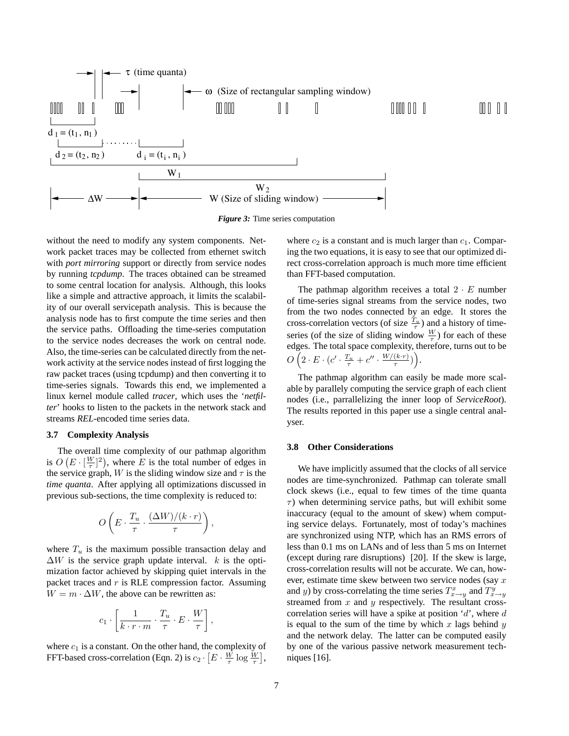*Figure 3:* Time series computation

without the need to modify any system components. Network packet traces may be collected from ethernet switch with *port mirroring* support or directly from service nodes by running *tcpdump*. The traces obtained can be streamed to some central location for analysis. Although, this looks like a simple and attractive approach, it limits the scalability of our overall servicepath analysis. This is because the analysis node has to first compute the time series and then the service paths. Offloading the time-series computation to the service nodes decreases the work on central node. Also, the time-series can be calculated directly from the network activity at the service nodes instead of first logging the raw packet traces (using tcpdump) and then converting it to time-series signals. Towards this end, we implemented a linux kernel module called *tracer*, which uses the '*netfilter*' hooks to listen to the packets in the network stack and streams *REL*-encoded time series data.

### 3.7 Complexity Analysis

The overall time complexity of our pathmap algorithm is $O\left(E \cdot [\frac{W}{\tau}]^2\right)$, where $E$ is the total number of edges in the service graph, $W$ is the sliding window size and $\tau$ is the *time quanta*. After applying all optimizations discussed in previous sub-sections, the time complexity is reduced to:

$$O\left(E \cdot \frac{T_u}{\tau} \cdot \frac{(\Delta W)/(k \cdot r)}{\tau}\right),$$

where $T_u$ is the maximum possible transaction delay and $\Delta W$ is the service graph update interval. $k$ is the optimization factor achieved by skipping quiet intervals in the packet traces and $r$ is RLE compression factor. Assuming $W = m \cdot \Delta W$, the above can be rewritten as:

$$c_1 \cdot \left[\frac{1}{k \cdot r \cdot m} \cdot \frac{T_u}{\tau} \cdot E \cdot \frac{W}{\tau}\right],$$

where $c_1$ is a constant. On the other hand, the complexity of FFT-based cross-correlation (Eqn. 2) is $c_2 \cdot \left[E \cdot \frac{W}{\tau} \log \frac{W}{\tau}\right]$, where $c_2$ is a constant and is much larger than $c_1$. Comparing the two equations, it is easy to see that our optimized direct cross-correlation approach is much more time efficient than FFT-based computation.

The pathmap algorithm receives a total $2 \cdot E$ number of time-series signal streams from the service nodes, two from the two nodes connected by an edge. It stores the cross-correlation vectors (of size $\frac{T_u}{\tau}$) and a history of time-series (of the size of sliding window $\frac{W}{\tau}$) for each of these edges. The total space complexity, therefore, turns out to be $O\left(2 \cdot E \cdot (c' \cdot \frac{T_u}{\tau} + c'' \cdot \frac{W/(k \cdot r)}{\tau})\right)$.

The pathmap algorithm can easily be made more scalable by parallely computing the service graph of each client nodes (i.e., parrallelizing the inner loop of *ServiceRoot*). The results reported in this paper use a single central analyser.

### 3.8 Other Considerations

We have implicitly assumed that the clocks of all service nodes are time-synchronized. Pathmap can tolerate small clock skews (i.e., equal to few times of the time quanta $\tau$) when determining service paths, but will exhibit some inaccuracy (equal to the amount of skew) whem computing service delays. Fortunately, most of today's machines are synchronized using NTP, which has an RMS errors of less than 0.1 ms on LANs and of less than 5 ms on Internet (except during rare disruptions) [20]. If the skew is large, cross-correlation results will not be accurate. We can, however, estimate time skew between two service nodes (say $x$ and $y$) by cross-correlating the time series $T^x_{x \to y}$ and $T^y_{x \to y}$ streamed from $x$ and $y$ respectively. The resultant cross-correlation series will have a spike at position '$d$', where $d$ is equal to the sum of the time by which $x$ lags behind $y$ and the network delay. The latter can be computed easily by one of the various passive network measurement techniques [16].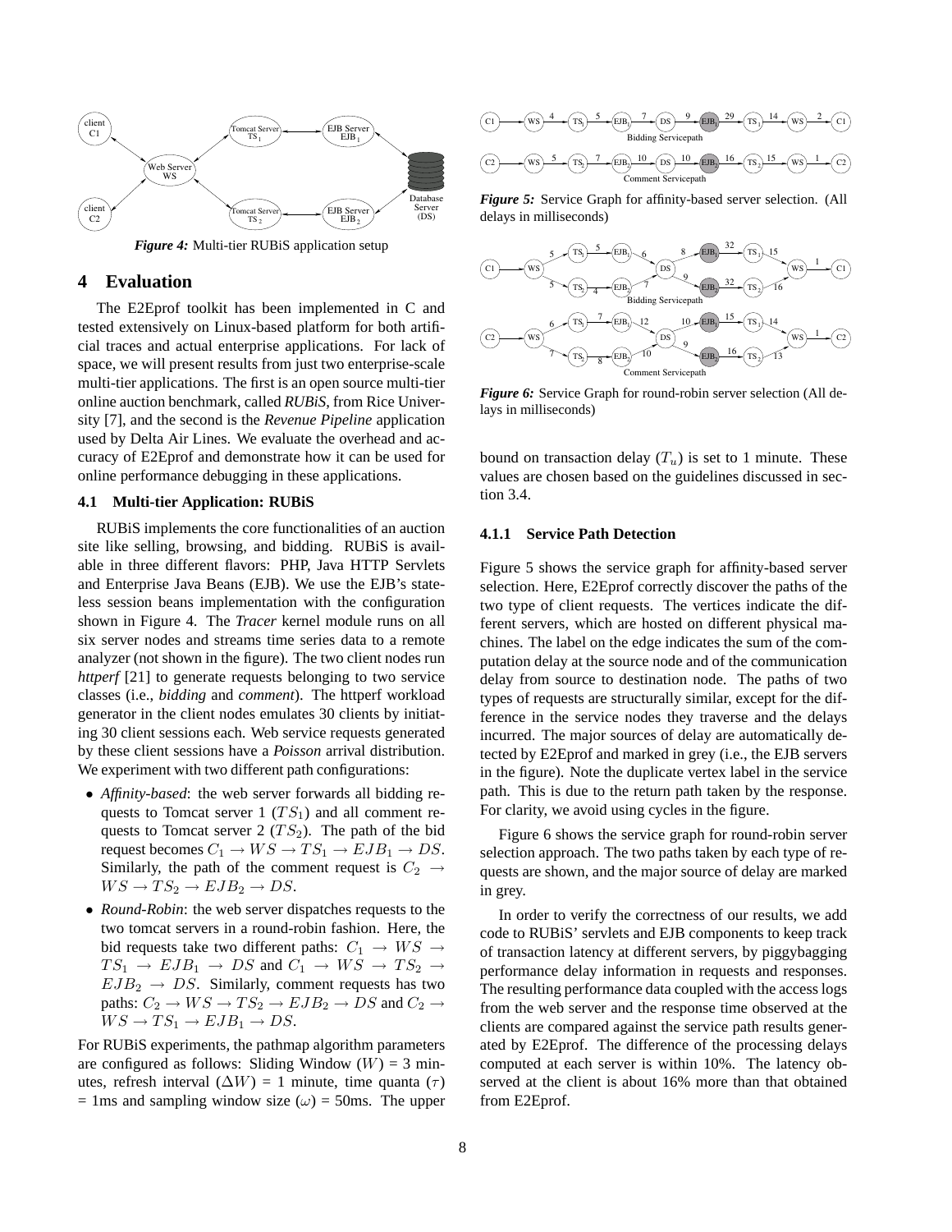*Figure 4:* Multi-tier RUBiS application setup

*Figure 5:* Service Graph for affinity-based server selection. (All delays in milliseconds)

*Figure 6:* Service Graph for round-robin server selection (All delays in milliseconds)

## 4 Evaluation

The E2Eprof toolkit has been implemented in C and tested extensively on Linux-based platform for both artificial traces and actual enterprise applications. For lack of space, we will present results from just two enterprise-scale multi-tier applications. The first is an open source multi-tier online auction benchmark, called *RUBiS*, from Rice University [7], and the second is the *Revenue Pipeline* application used by Delta Air Lines. We evaluate the overhead and accuracy of E2Eprof and demonstrate how it can be used for online performance debugging in these applications.

### 4.1 Multi-tier Application: RUBiS

RUBiS implements the core functionalities of an auction site like selling, browsing, and bidding. RUBiS is available in three different flavors: PHP, Java HTTP Servlets and Enterprise Java Beans (EJB). We use the EJB's stateless session beans implementation with the configuration shown in Figure 4. The *Tracer* kernel module runs on all six server nodes and streams time series data to a remote analyzer (not shown in the figure). The two client nodes run *httperf* [21] to generate requests belonging to two service classes (i.e., *bidding* and *comment*). The httperf workload generator in the client nodes emulates 30 clients by initiating 30 client sessions each. Web service requests generated by these client sessions have a *Poisson* arrival distribution. We experiment with two different path configurations:

- *Affinity-based*: the web server forwards all bidding requests to Tomcat server 1 ($TS_1$) and all comment requests to Tomcat server 2 ($TS_2$). The path of the bid request becomes $C_1 \rightarrow WS \rightarrow TS_1 \rightarrow EJB_1 \rightarrow DS$. Similarly, the path of the comment request is $C_2 \rightarrow WS \rightarrow TS_2 \rightarrow EJB_2 \rightarrow DS$.
- *Round-Robin*: the web server dispatches requests to the two tomcat servers in a round-robin fashion. Here, the bid requests take two different paths: $C_1 \rightarrow WS \rightarrow TS_1 \rightarrow EJB_1 \rightarrow DS$ and $C_1 \rightarrow WS \rightarrow TS_2 \rightarrow EJB_2 \rightarrow DS$. Similarly, comment requests has two paths: $C_2 \rightarrow WS \rightarrow TS_2 \rightarrow EJB_2 \rightarrow DS$ and $C_2 \rightarrow WS \rightarrow TS_1 \rightarrow EJB_1 \rightarrow DS$.

For RUBiS experiments, the pathmap algorithm parameters are configured as follows: Sliding Window ($W$) = 3 minutes, refresh interval ($\Delta W$) = 1 minute, time quanta ($\tau$) = 1ms and sampling window size ($\omega$) = 50ms. The upper bound on transaction delay ($T_u$) is set to 1 minute. These values are chosen based on the guidelines discussed in section 3.4.

#### 4.1.1 Service Path Detection

Figure 5 shows the service graph for affinity-based server selection. Here, E2Eprof correctly discover the paths of the two type of client requests. The vertices indicate the different servers, which are hosted on different physical machines. The label on the edge indicates the sum of the computation delay at the source node and of the communication delay from source to destination node. The paths of two types of requests are structurally similar, except for the difference in the service nodes they traverse and the delays incurred. The major sources of delay are automatically detected by E2Eprof and marked in grey (i.e., the EJB servers in the figure). Note the duplicate vertex label in the service path. This is due to the return path taken by the response. For clarity, we avoid using cycles in the figure.

Figure 6 shows the service graph for round-robin server selection approach. The two paths taken by each type of requests are shown, and the major source of delay are marked in grey.

In order to verify the correctness of our results, we add code to RUBiS' servlets and EJB components to keep track of transaction latency at different servers, by piggybagging performance delay information in requests and responses. The resulting performance data coupled with the access logs from the web server and the response time observed at the clients are compared against the service path results generated by E2Eprof. The difference of the processing delays computed at each server is within 10%. The latency observed at the client is about 16% more than that obtained from E2Eprof.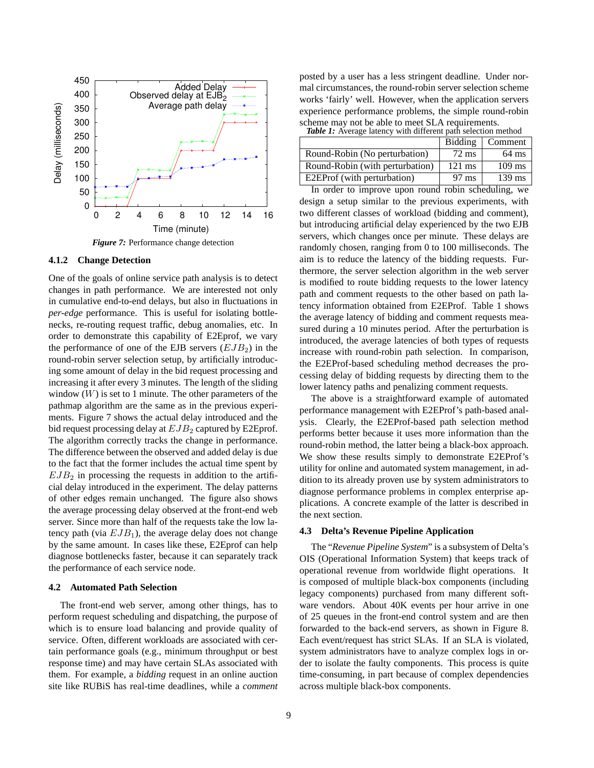*Figure 7:* Performance change detection

#### 4.1.2 Change Detection

One of the goals of online service path analysis is to detect changes in path performance. We are interested not only in cumulative end-to-end delays, but also in fluctuations in *per-edge* performance. This is useful for isolating bottlenecks, re-routing request traffic, debug anomalies, etc. In order to demonstrate this capability of E2Eprof, we vary the performance of one of the EJB servers ($EJB_2$) in the round-robin server selection setup, by artificially introducing some amount of delay in the bid request processing and increasing it after every 3 minutes. The length of the sliding window ($W$) is set to 1 minute. The other parameters of the pathmap algorithm are the same as in the previous experiments. Figure 7 shows the actual delay introduced and the bid request processing delay at $EJB_2$ captured by E2Eprof. The algorithm correctly tracks the change in performance. The difference between the observed and added delay is due to the fact that the former includes the actual time spent by $EJB_2$ in processing the requests in addition to the artificial delay introduced in the experiment. The delay patterns of other edges remain unchanged. The figure also shows the average processing delay observed at the front-end web server. Since more than half of the requests take the low latency path (via $EJB_1$), the average delay does not change by the same amount. In cases like these, E2Eprof can help diagnose bottlenecks faster, because it can separately track the performance of each service node.

### 4.2 Automated Path Selection

The front-end web server, among other things, has to perform request scheduling and dispatching, the purpose of which is to ensure load balancing and provide quality of service. Often, different workloads are associated with certain performance goals (e.g., minimum throughput or best response time) and may have certain SLAs associated with them. For example, a *bidding* request in an online auction site like RUBiS has real-time deadlines, while a *comment* posted by a user has a less stringent deadline. Under normal circumstances, the round-robin server selection scheme works 'fairly' well. However, when the application servers experience performance problems, the simple round-robin scheme may not be able to meet SLA requirements.

*Table 1:* Average latency with different path selection method

| | Bidding | Comment |
|---|---|---|
| Round-Robin (No perturbation) | 72 ms | 64 ms |
| Round-Robin (with perturbation) | 121 ms | 109 ms |
| E2EProf (with perturbation) | 97 ms | 139 ms |

In order to improve upon round robin scheduling, we design a setup similar to the previous experiments, with two different classes of workload (bidding and comment), but introducing artificial delay experienced by the two EJB servers, which changes once per minute. These delays are randomly chosen, ranging from 0 to 100 milliseconds. The aim is to reduce the latency of the bidding requests. Furthermore, the server selection algorithm in the web server is modified to route bidding requests to the lower latency path and comment requests to the other based on path latency information obtained from E2EProf. Table 1 shows the average latency of bidding and comment requests measured during a 10 minutes period. After the perturbation is introduced, the average latencies of both types of requests increase with round-robin path selection. In comparison, the E2EProf-based scheduling method decreases the processing delay of bidding requests by directing them to the lower latency paths and penalizing comment requests.

The above is a straightforward example of automated performance management with E2EProf's path-based analysis. Clearly, the E2EProf-based path selection method performs better because it uses more information than the round-robin method, the latter being a black-box approach. We show these results simply to demonstrate E2EProf's utility for online and automated system management, in addition to its already proven use by system administrators to diagnose performance problems in complex enterprise applications. A concrete example of the latter is described in the next section.

### 4.3 Delta's Revenue Pipeline Application

The "*Revenue Pipeline System*" is a subsystem of Delta's OIS (Operational Information System) that keeps track of operational revenue from worldwide flight operations. It is composed of multiple black-box components (including legacy components) purchased from many different software vendors. About 40K events per hour arrive in one of 25 queues in the front-end control system and are then forwarded to the back-end servers, as shown in Figure 8. Each event/request has strict SLAs. If an SLA is violated, system administrators have to analyze complex logs in order to isolate the faulty components. This process is quite time-consuming, in part because of complex dependencies across multiple black-box components.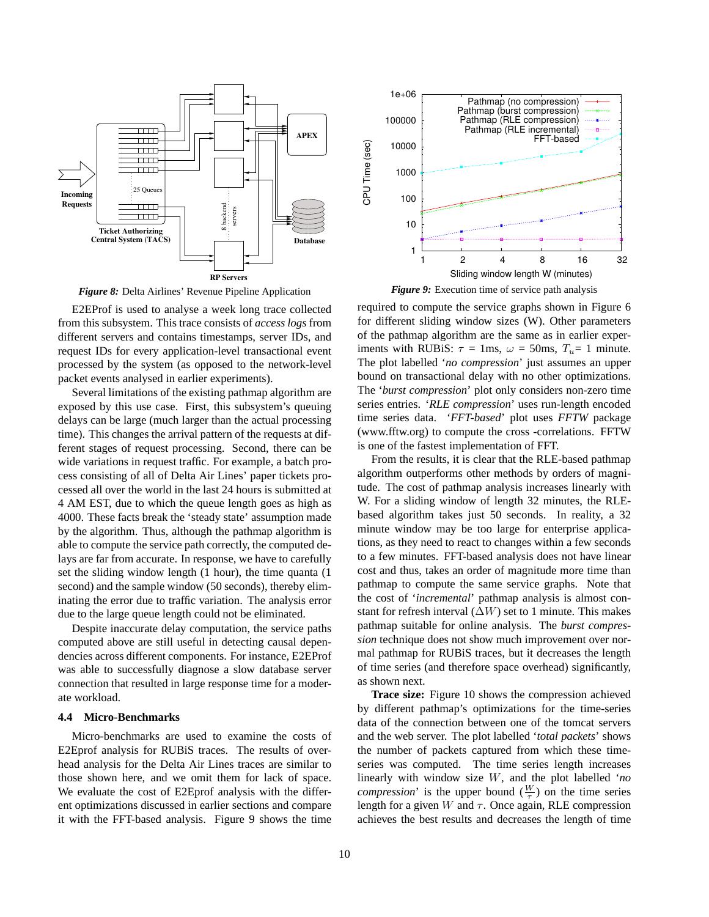*Figure 8:* Delta Airlines' Revenue Pipeline Application

E2EProf is used to analyse a week long trace collected from this subsystem. This trace consists of *access logs* from different servers and contains timestamps, server IDs, and request IDs for every application-level transactional event processed by the system (as opposed to the network-level packet events analysed in earlier experiments).

Several limitations of the existing pathmap algorithm are exposed by this use case. First, this subsystem's queuing delays can be large (much larger than the actual processing time). This changes the arrival pattern of the requests at different stages of request processing. Second, there can be wide variations in request traffic. For example, a batch process consisting of all of Delta Air Lines' paper tickets processed all over the world in the last 24 hours is submitted at 4 AM EST, due to which the queue length goes as high as 4000. These facts break the 'steady state' assumption made by the algorithm. Thus, although the pathmap algorithm is able to compute the service path correctly, the computed delays are far from accurate. In response, we have to carefully set the sliding window length (1 hour), the time quanta (1 second) and the sample window (50 seconds), thereby eliminating the error due to traffic variation. The analysis error due to the large queue length could not be eliminated.

Despite inaccurate delay computation, the service paths computed above are still useful in detecting causal dependencies across different components. For instance, E2EProf was able to successfully diagnose a slow database server connection that resulted in large response time for a moderate workload.

### 4.4 Micro-Benchmarks

Micro-benchmarks are used to examine the costs of E2Eprof analysis for RUBiS traces. The results of overhead analysis for the Delta Air Lines traces are similar to those shown here, and we omit them for lack of space. We evaluate the cost of E2Eprof analysis with the different optimizations discussed in earlier sections and compare it with the FFT-based analysis. Figure 9 shows the time required to compute the service graphs shown in Figure 6 for different sliding window sizes (W). Other parameters of the pathmap algorithm are the same as in earlier experiments with RUBiS: $\tau$ = 1ms, $\omega$ = 50ms, $T_u$= 1 minute. The plot labelled '*no compression*' just assumes an upper bound on transactional delay with no other optimizations. The '*burst compression*' plot only considers non-zero time series entries. '*RLE compression*' uses run-length encoded time series data. '*FFT-based*' plot uses *FFTW* package (www.fftw.org) to compute the cross -correlations. FFTW is one of the fastest implementation of FFT.

*Figure 9:* Execution time of service path analysis

From the results, it is clear that the RLE-based pathmap algorithm outperforms other methods by orders of magnitude. The cost of pathmap analysis increases linearly with W. For a sliding window of length 32 minutes, the RLE-based algorithm takes just 50 seconds. In reality, a 32 minute window may be too large for enterprise applications, as they need to react to changes within a few seconds to a few minutes. FFT-based analysis does not have linear cost and thus, takes an order of magnitude more time than pathmap to compute the same service graphs. Note that the cost of '*incremental*' pathmap analysis is almost constant for refresh interval ($\Delta W$) set to 1 minute. This makes pathmap suitable for online analysis. The *burst compression* technique does not show much improvement over normal pathmap for RUBiS traces, but it decreases the length of time series (and therefore space overhead) significantly, as shown next.

**Trace size:** Figure 10 shows the compression achieved by different pathmap's optimizations for the time-series data of the connection between one of the tomcat servers and the web server. The plot labelled '*total packets*' shows the number of packets captured from which these time-series was computed. The time series length increases linearly with window size $W$, and the plot labelled '*no compression*' is the upper bound ($\frac{W}{\tau}$) on the time series length for a given $W$ and $\tau$. Once again, RLE compression achieves the best results and decreases the length of time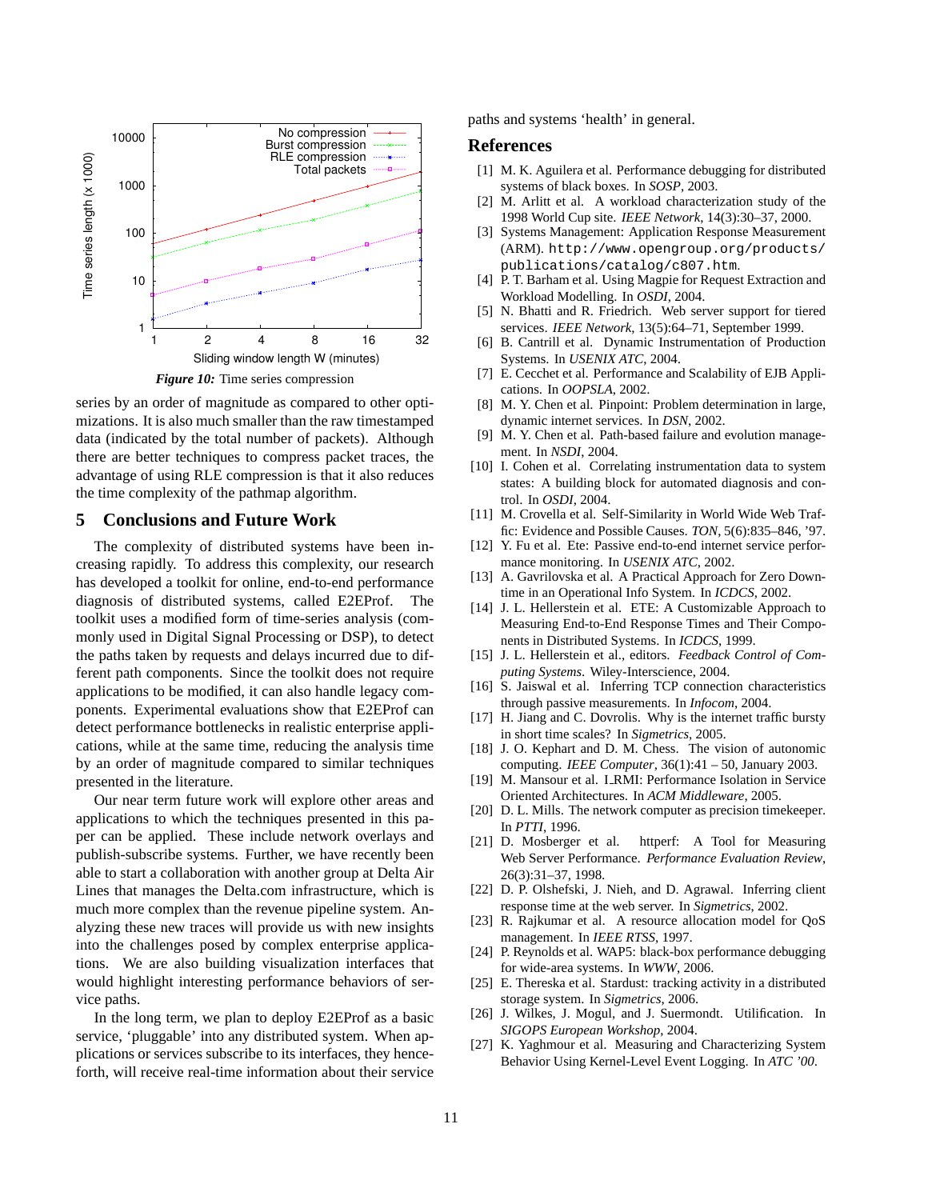10000

1000

100

10

1

Time series length (x 1000)

No compression

Burst compression

RLE compression

Total packets

1 2 4 8 16 32

Sliding window length W (minutes)

***Figure 10:*** Time series compression

series by an order of magnitude as compared to other optimizations. It is also much smaller than the raw timestamped data (indicated by the total number of packets). Although there are better techniques to compress packet traces, the advantage of using RLE compression is that it also reduces the time complexity of the pathmap algorithm.

## 5 Conclusions and Future Work

The complexity of distributed systems have been increasing rapidly. To address this complexity, our research has developed a toolkit for online, end-to-end performance diagnosis of distributed systems, called E2EProf. The toolkit uses a modified form of time-series analysis (commonly used in Digital Signal Processing or DSP), to detect the paths taken by requests and delays incurred due to different path components. Since the toolkit does not require applications to be modified, it can also handle legacy components. Experimental evaluations show that E2EProf can detect performance bottlenecks in realistic enterprise applications, while at the same time, reducing the analysis time by an order of magnitude compared to similar techniques presented in the literature.

Our near term future work will explore other areas and applications to which the techniques presented in this paper can be applied. These include network overlays and publish-subscribe systems. Further, we have recently been able to start a collaboration with another group at Delta Air Lines that manages the Delta.com infrastructure, which is much more complex than the revenue pipeline system. Analyzing these new traces will provide us with new insights into the challenges posed by complex enterprise applications. We are also building visualization interfaces that would highlight interesting performance behaviors of service paths.

In the long term, we plan to deploy E2EProf as a basic service, 'pluggable' into any distributed system. When applications or services subscribe to its interfaces, they henceforth, will receive real-time information about their service paths and systems 'health' in general.

## References

[1] M. K. Aguilera et al. Performance debugging for distributed systems of black boxes. In *SOSP*, 2003.

[2] M. Arlitt et al. A workload characterization study of the 1998 World Cup site. *IEEE Network*, 14(3):30–37, 2000.

[3] Systems Management: Application Response Measurement (ARM). `http://www.opengroup.org/products/publications/catalog/c807.htm`.

[4] P. T. Barham et al. Using Magpie for Request Extraction and Workload Modelling. In *OSDI*, 2004.

[5] N. Bhatti and R. Friedrich. Web server support for tiered services. *IEEE Network*, 13(5):64–71, September 1999.

[6] B. Cantrill et al. Dynamic Instrumentation of Production Systems. In *USENIX ATC*, 2004.

[7] E. Cecchet et al. Performance and Scalability of EJB Applications. In *OOPSLA*, 2002.

[8] M. Y. Chen et al. Pinpoint: Problem determination in large, dynamic internet services. In *DSN*, 2002.

[9] M. Y. Chen et al. Path-based failure and evolution management. In *NSDI*, 2004.

[10] I. Cohen et al. Correlating instrumentation data to system states: A building block for automated diagnosis and control. In *OSDI*, 2004.

[11] M. Crovella et al. Self-Similarity in World Wide Web Traffic: Evidence and Possible Causes. *TON*, 5(6):835–846, '97.

[12] Y. Fu et al. Ete: Passive end-to-end internet service performance monitoring. In *USENIX ATC*, 2002.

[13] A. Gavrilovska et al. A Practical Approach for Zero Downtime in an Operational Info System. In *ICDCS*, 2002.

[14] J. L. Hellerstein et al. ETE: A Customizable Approach to Measuring End-to-End Response Times and Their Components in Distributed Systems. In *ICDCS*, 1999.

[15] J. L. Hellerstein et al., editors. *Feedback Control of Computing Systems*. Wiley-Interscience, 2004.

[16] S. Jaiswal et al. Inferring TCP connection characteristics through passive measurements. In *Infocom*, 2004.

[17] H. Jiang and C. Dovrolis. Why is the internet traffic bursty in short time scales? In *Sigmetrics*, 2005.

[18] J. O. Kephart and D. M. Chess. The vision of autonomic computing. *IEEE Computer*, 36(1):41 – 50, January 2003.

[19] M. Mansour et al. I-RMI: Performance Isolation in Service Oriented Architectures. In *ACM Middleware*, 2005.

[20] D. L. Mills. The network computer as precision timekeeper. In *PTTI*, 1996.

[21] D. Mosberger et al. httperf: A Tool for Measuring Web Server Performance. *Performance Evaluation Review*, 26(3):31–37, 1998.

[22] D. P. Olshefski, J. Nieh, and D. Agrawal. Inferring client response time at the web server. In *Sigmetrics*, 2002.

[23] R. Rajkumar et al. A resource allocation model for QoS management. In *IEEE RTSS*, 1997.

[24] P. Reynolds et al. WAP5: black-box performance debugging for wide-area systems. In *WWW*, 2006.

[25] E. Thereska et al. Stardust: tracking activity in a distributed storage system. In *Sigmetrics*, 2006.

[26] J. Wilkes, J. Mogul, and J. Suermondt. Utilification. In *SIGOPS European Workshop*, 2004.

[27] K. Yaghmour et al. Measuring and Characterizing System Behavior Using Kernel-Level Event Logging. In *ATC '00*.